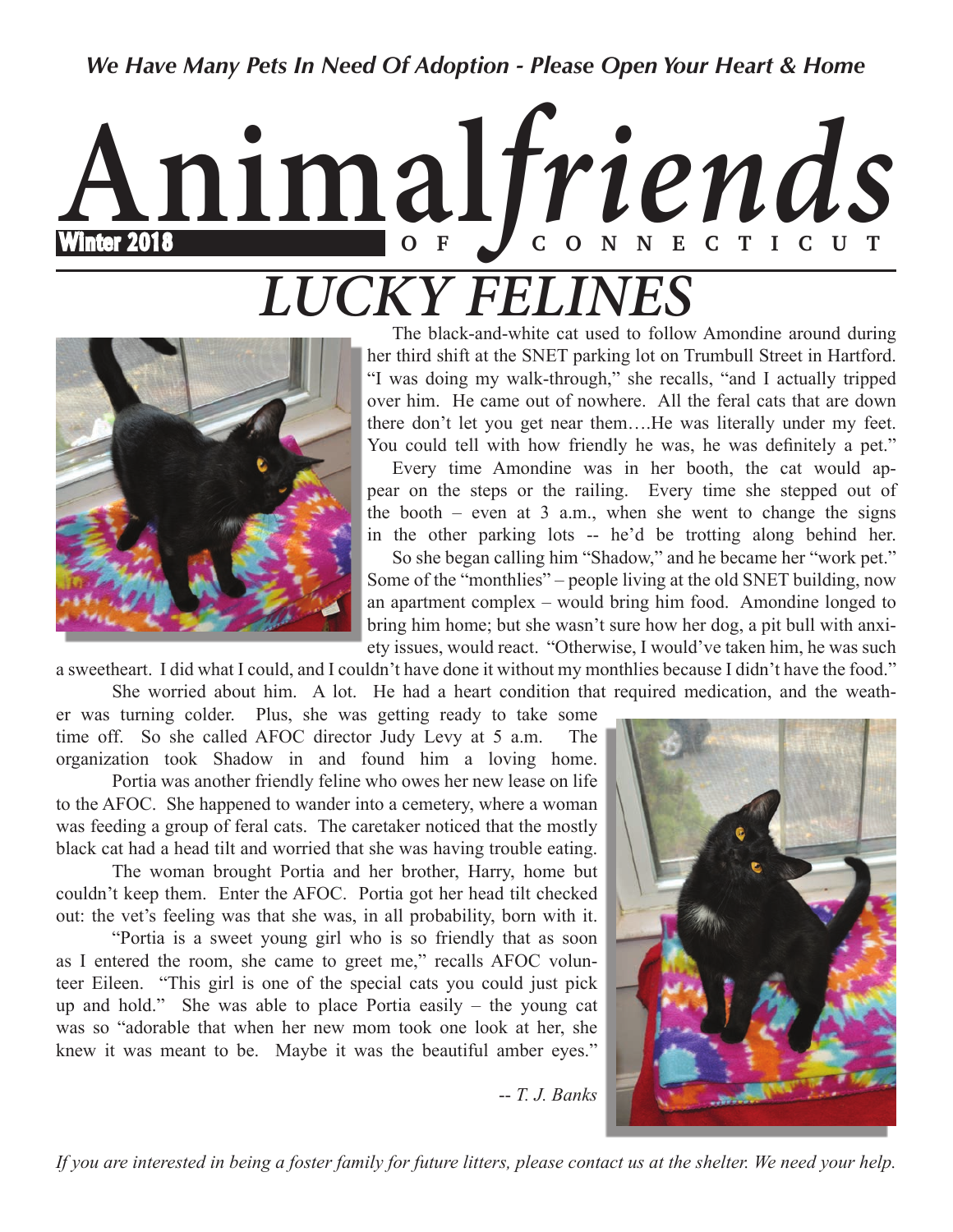*We Have Many Pets In Need Of Adoption - Please Open Your Heart & Home*

# Animal*friends* OF CONNECTICUT

**Winter 2018**

# *LUCKY FELINES*

The black-and-white cat used to follow Amondine around during her third shift at the SNET parking lot on Trumbull Street in Hartford. "I was doing my walk-through," she recalls, "and I actually tripped over him. He came out of nowhere. All the feral cats that are down there don't let you get near them….He was literally under my feet. You could tell with how friendly he was, he was definitely a pet."

Every time Amondine was in her booth, the cat would appear on the steps or the railing. Every time she stepped out of the booth – even at 3 a.m., when she went to change the signs in the other parking lots -- he'd be trotting along behind her.

So she began calling him "Shadow," and he became her "work pet." Some of the "monthlies" – people living at the old SNET building, now an apartment complex – would bring him food. Amondine longed to bring him home; but she wasn't sure how her dog, a pit bull with anxiety issues, would react. "Otherwise, I would've taken him, he was such a sweetheart. I did what I could, and I couldn't have done it without my monthlies because I didn't have the food."

She worried about him. A lot. He had a heart condition that required medication, and the weather was turning colder. Plus, she was getting ready to take some time off. So she called AFOC director Judy Levy at 5 a.m. The organization took Shadow in and found him a loving home.

Portia was another friendly feline who owes her new lease on life to the AFOC. She happened to wander into a cemetery, where a woman was feeding a group of feral cats. The caretaker noticed that the mostly black cat had a head tilt and worried that she was having trouble eating.

The woman brought Portia and her brother, Harry, home but couldn't keep them. Enter the AFOC. Portia got her head tilt checked out: the vet's feeling was that she was, in all probability, born with it.

"Portia is a sweet young girl who is so friendly that as soon as I entered the room, she came to greet me," recalls AFOC volunteer Eileen. "This girl is one of the special cats you could just pick up and hold." She was able to place Portia easily – the young cat was so "adorable that when her new mom took one look at her, she knew it was meant to be. Maybe it was the beautiful amber eyes."

*-- T. J. Banks*

*If you are interested in being a foster family for future litters, please contact us at the shelter. We need your help.*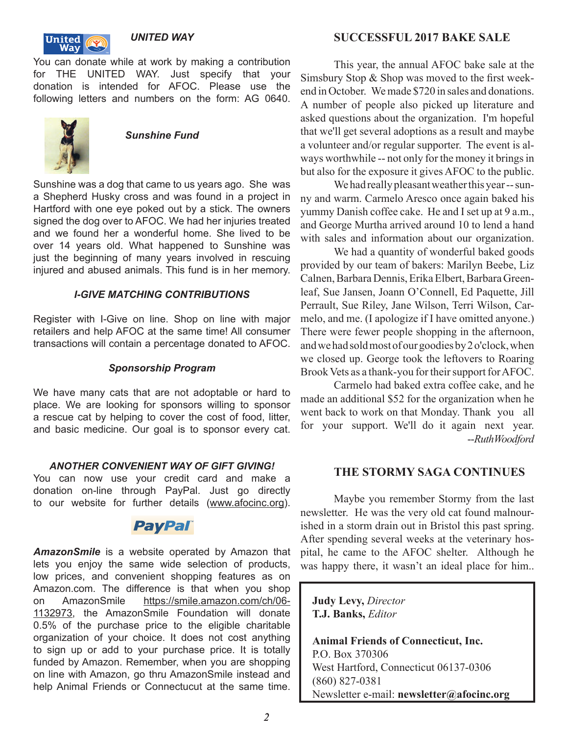### *UNITED WAY*

You can donate while at work by making a contribution for THE UNITED WAY. Just specify that your donation is intended for AFOC. Please use the following letters and numbers on the form: AG 0640.

### *Sunshine Fund*

Sunshine was a dog that came to us years ago. She was a Shepherd Husky cross and was found in a project in Hartford with one eye poked out by a stick. The owners signed the dog over to AFOC. We had her injuries treated and we found her a wonderful home. She lived to be over 14 years old. What happened to Sunshine was just the beginning of many years involved in rescuing injured and abused animals. This fund is in her memory.

### *I-GIVE MATCHING CONTRIBUTIONS*

Register with I-Give on line. Shop on line with major retailers and help AFOC at the same time! All consumer transactions will contain a percentage donated to AFOC.

### *Sponsorship Program*

We have many cats that are not adoptable or hard to place. We are looking for sponsors willing to sponsor a rescue cat by helping to cover the cost of food, litter, and basic medicine. Our goal is to sponsor every cat.

### *ANOTHER CONVENIENT WAY OF GIFT GIVING!*

You can now use your credit card and make a donation on-line through PayPal. Just go directly to our website for further details (www.afocinc.org).

PayPal

***AmazonSmile*** is a website operated by Amazon that lets you enjoy the same wide selection of products, low prices, and convenient shopping features as on Amazon.com. The difference is that when you shop on AmazonSmile https://smile.amazon.com/ch/06-1132973, the AmazonSmile Foundation will donate 0.5% of the purchase price to the eligible charitable organization of your choice. It does not cost anything to sign up or add to your purchase price. It is totally funded by Amazon. Remember, when you are shopping on line with Amazon, go thru AmazonSmile instead and help Animal Friends or Connectucut at the same time.

## SUCCESSFUL 2017 BAKE SALE

This year, the annual AFOC bake sale at the Simsbury Stop & Shop was moved to the first weekend in October. We made $720 in sales and donations. A number of people also picked up literature and asked questions about the organization. I'm hopeful that we'll get several adoptions as a result and maybe a volunteer and/or regular supporter. The event is always worthwhile -- not only for the money it brings in but also for the exposure it gives AFOC to the public.

We had really pleasant weather this year -- sunny and warm. Carmelo Aresco once again baked his yummy Danish coffee cake. He and I set up at 9 a.m., and George Murtha arrived around 10 to lend a hand with sales and information about our organization.

We had a quantity of wonderful baked goods provided by our team of bakers: Marilyn Beebe, Liz Calnen, Barbara Dennis, Erika Elbert, Barbara Greenleaf, Sue Jansen, Joann O'Connell, Ed Paquette, Jill Perrault, Sue Riley, Jane Wilson, Terri Wilson, Carmelo, and me. (I apologize if I have omitted anyone.) There were fewer people shopping in the afternoon, and we had sold most of our goodies by 2 o'clock, when we closed up. George took the leftovers to Roaring Brook Vets as a thank-you for their support for AFOC.

Carmelo had baked extra coffee cake, and he made an additional $52 for the organization when he went back to work on that Monday. Thank you all for your support. We'll do it again next year.

*--Ruth Woodford*

## THE STORMY SAGA CONTINUES

Maybe you remember Stormy from the last newsletter. He was the very old cat found malnourished in a storm drain out in Bristol this past spring. After spending several weeks at the veterinary hospital, he came to the AFOC shelter. Although he was happy there, it wasn't an ideal place for him..

---

**Judy Levy,** *Director*
**T.J. Banks,** *Editor*

**Animal Friends of Connecticut, Inc.**
P.O. Box 370306
West Hartford, Connecticut 06137-0306
(860) 827-0381
Newsletter e-mail: **newsletter@afocinc.org**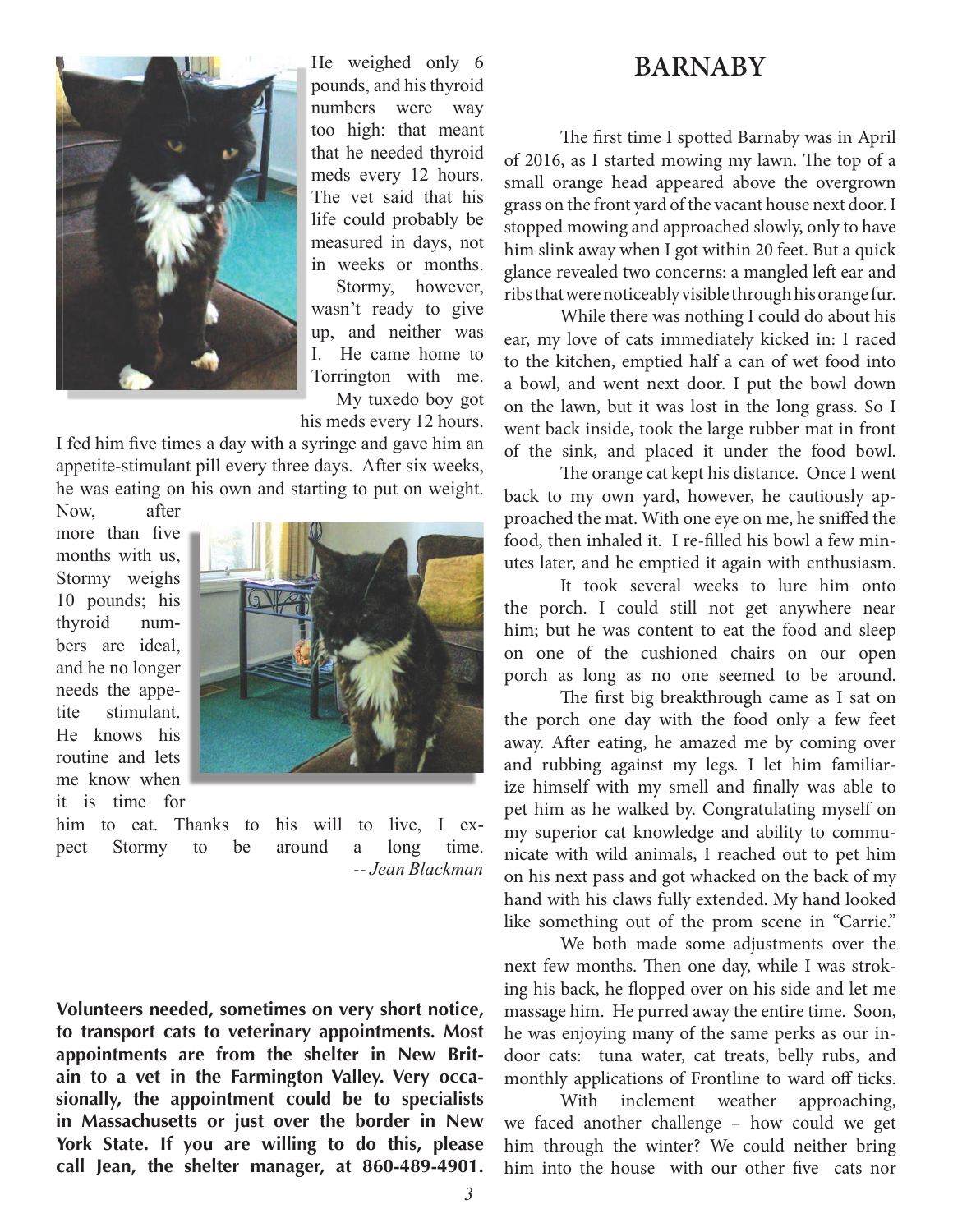He weighed only 6 pounds, and his thyroid numbers were way too high: that meant that he needed thyroid meds every 12 hours. The vet said that his life could probably be measured in days, not in weeks or months.

Stormy, however, wasn't ready to give up, and neither was I. He came home to Torrington with me.

My tuxedo boy got his meds every 12 hours. I fed him five times a day with a syringe and gave him an appetite-stimulant pill every three days. After six weeks, he was eating on his own and starting to put on weight.

Now, after more than five months with us, Stormy weighs 10 pounds; his thyroid numbers are ideal, and he no longer needs the appetite stimulant. He knows his routine and lets me know when it is time for him to eat. Thanks to his will to live, I expect Stormy to be around a long time.

*-- Jean Blackman*

**Volunteers needed, sometimes on very short notice, to transport cats to veterinary appointments. Most appointments are from the shelter in New Britain to a vet in the Farmington Valley. Very occasionally, the appointment could be to specialists in Massachusetts or just over the border in New York State. If you are willing to do this, please call Jean, the shelter manager, at 860-489-4901.**

## BARNABY

The first time I spotted Barnaby was in April of 2016, as I started mowing my lawn. The top of a small orange head appeared above the overgrown grass on the front yard of the vacant house next door. I stopped mowing and approached slowly, only to have him slink away when I got within 20 feet. But a quick glance revealed two concerns: a mangled left ear and ribs that were noticeably visible through his orange fur.

While there was nothing I could do about his ear, my love of cats immediately kicked in: I raced to the kitchen, emptied half a can of wet food into a bowl, and went next door. I put the bowl down on the lawn, but it was lost in the long grass. So I went back inside, took the large rubber mat in front of the sink, and placed it under the food bowl.

The orange cat kept his distance. Once I went back to my own yard, however, he cautiously approached the mat. With one eye on me, he sniffed the food, then inhaled it. I re-filled his bowl a few minutes later, and he emptied it again with enthusiasm.

It took several weeks to lure him onto the porch. I could still not get anywhere near him; but he was content to eat the food and sleep on one of the cushioned chairs on our open porch as long as no one seemed to be around.

The first big breakthrough came as I sat on the porch one day with the food only a few feet away. After eating, he amazed me by coming over and rubbing against my legs. I let him familiarize himself with my smell and finally was able to pet him as he walked by. Congratulating myself on my superior cat knowledge and ability to communicate with wild animals, I reached out to pet him on his next pass and got whacked on the back of my hand with his claws fully extended. My hand looked like something out of the prom scene in "Carrie."

We both made some adjustments over the next few months. Then one day, while I was stroking his back, he flopped over on his side and let me massage him. He purred away the entire time. Soon, he was enjoying many of the same perks as our indoor cats: tuna water, cat treats, belly rubs, and monthly applications of Frontline to ward off ticks.

With inclement weather approaching, we faced another challenge – how could we get him through the winter? We could neither bring him into the house with our other five cats nor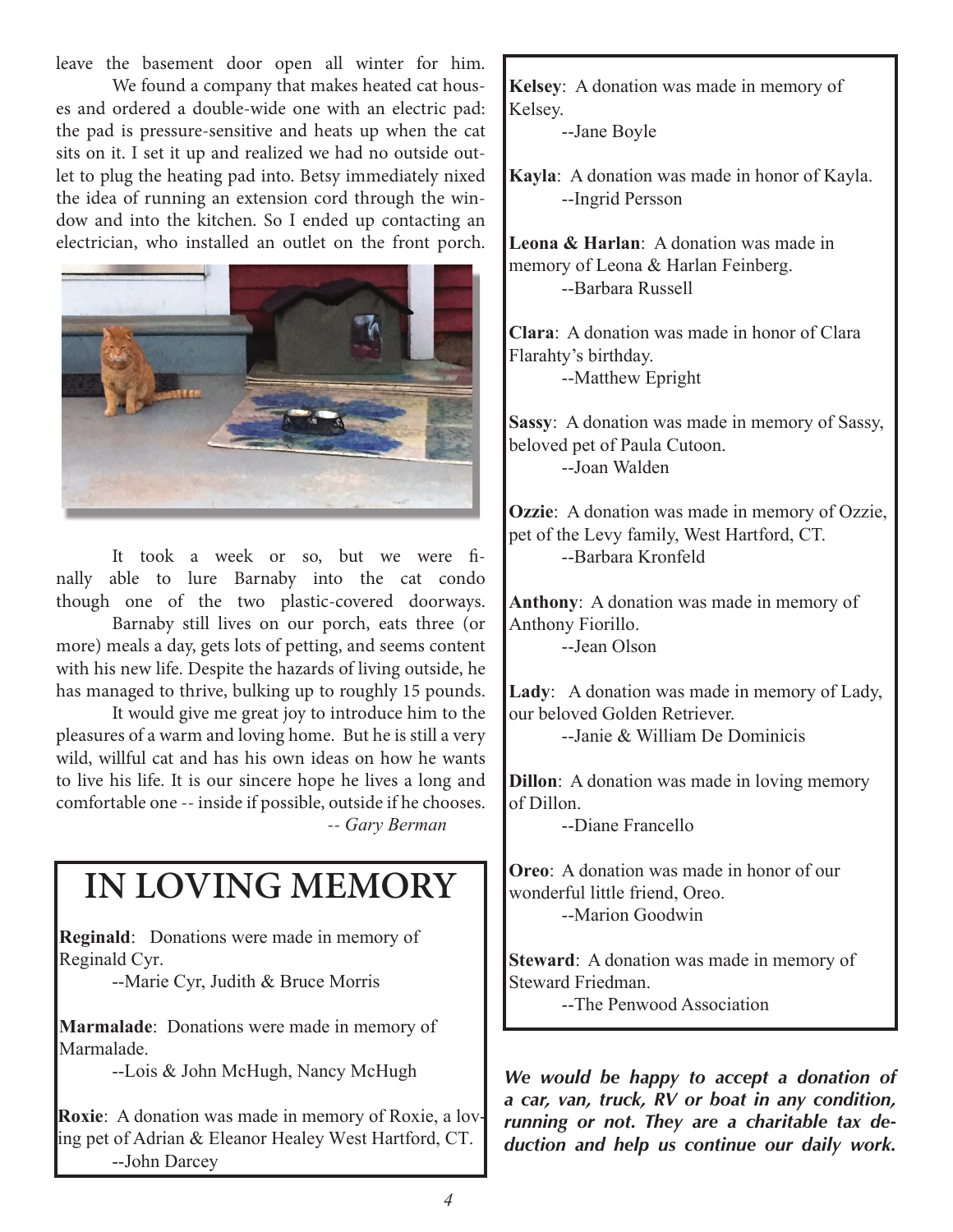leave the basement door open all winter for him.

We found a company that makes heated cat houses and ordered a double-wide one with an electric pad: the pad is pressure-sensitive and heats up when the cat sits on it. I set it up and realized we had no outside outlet to plug the heating pad into. Betsy immediately nixed the idea of running an extension cord through the window and into the kitchen. So I ended up contacting an electrician, who installed an outlet on the front porch.

It took a week or so, but we were finally able to lure Barnaby into the cat condo though one of the two plastic-covered doorways.

Barnaby still lives on our porch, eats three (or more) meals a day, gets lots of petting, and seems content with his new life. Despite the hazards of living outside, he has managed to thrive, bulking up to roughly 15 pounds.

It would give me great joy to introduce him to the pleasures of a warm and loving home. But he is still a very wild, willful cat and has his own ideas on how he wants to live his life. It is our sincere hope he lives a long and comfortable one -- inside if possible, outside if he chooses.

*-- Gary Berman*

# IN LOVING MEMORY

**Reginald**: Donations were made in memory of Reginald Cyr.
--Marie Cyr, Judith & Bruce Morris

**Marmalade**: Donations were made in memory of Marmalade.
--Lois & John McHugh, Nancy McHugh

**Roxie**: A donation was made in memory of Roxie, a loving pet of Adrian & Eleanor Healey West Hartford, CT.
--John Darcey

**Kelsey**: A donation was made in memory of Kelsey.
--Jane Boyle

**Kayla**: A donation was made in honor of Kayla.
--Ingrid Persson

**Leona & Harlan**: A donation was made in memory of Leona & Harlan Feinberg.
--Barbara Russell

**Clara**: A donation was made in honor of Clara Flarahty's birthday.
--Matthew Epright

**Sassy**: A donation was made in memory of Sassy, beloved pet of Paula Cutoon.
--Joan Walden

**Ozzie**: A donation was made in memory of Ozzie, pet of the Levy family, West Hartford, CT.
--Barbara Kronfeld

**Anthony**: A donation was made in memory of Anthony Fiorillo.
--Jean Olson

**Lady**: A donation was made in memory of Lady, our beloved Golden Retriever.
--Janie & William De Dominicis

**Dillon**: A donation was made in loving memory of Dillon.
--Diane Francello

**Oreo**: A donation was made in honor of our wonderful little friend, Oreo.
--Marion Goodwin

**Steward**: A donation was made in memory of Steward Friedman.
--The Penwood Association

***We would be happy to accept a donation of a car, van, truck, RV or boat in any condition, running or not. They are a charitable tax deduction and help us continue our daily work.***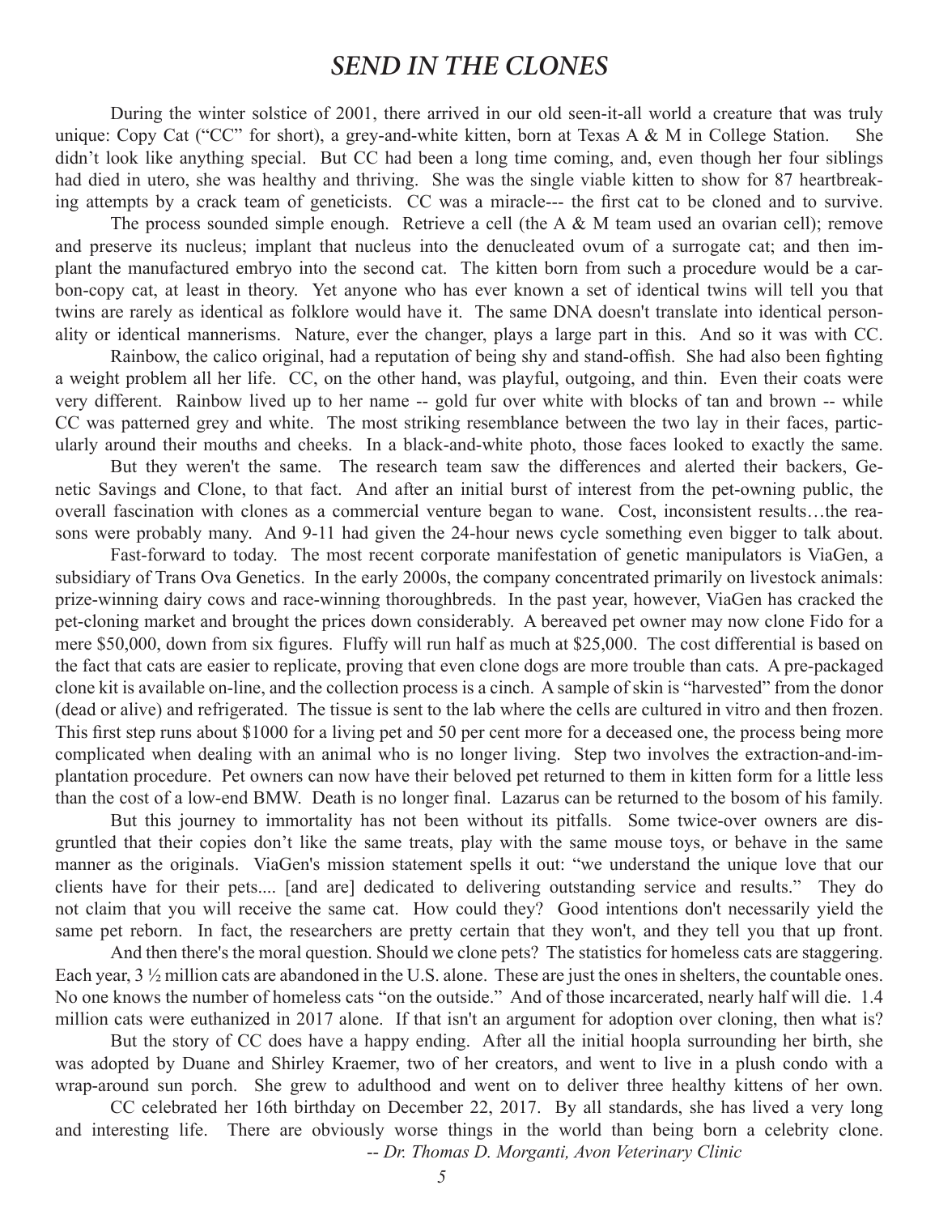# *SEND IN THE CLONES*

During the winter solstice of 2001, there arrived in our old seen-it-all world a creature that was truly unique: Copy Cat ("CC" for short), a grey-and-white kitten, born at Texas A & M in College Station. She didn't look like anything special. But CC had been a long time coming, and, even though her four siblings had died in utero, she was healthy and thriving. She was the single viable kitten to show for 87 heartbreaking attempts by a crack team of geneticists. CC was a miracle--- the first cat to be cloned and to survive.

The process sounded simple enough. Retrieve a cell (the A & M team used an ovarian cell); remove and preserve its nucleus; implant that nucleus into the denucleated ovum of a surrogate cat; and then implant the manufactured embryo into the second cat. The kitten born from such a procedure would be a carbon-copy cat, at least in theory. Yet anyone who has ever known a set of identical twins will tell you that twins are rarely as identical as folklore would have it. The same DNA doesn't translate into identical personality or identical mannerisms. Nature, ever the changer, plays a large part in this. And so it was with CC.

Rainbow, the calico original, had a reputation of being shy and stand-offish. She had also been fighting a weight problem all her life. CC, on the other hand, was playful, outgoing, and thin. Even their coats were very different. Rainbow lived up to her name -- gold fur over white with blocks of tan and brown -- while CC was patterned grey and white. The most striking resemblance between the two lay in their faces, particularly around their mouths and cheeks. In a black-and-white photo, those faces looked to exactly the same.

But they weren't the same. The research team saw the differences and alerted their backers, Genetic Savings and Clone, to that fact. And after an initial burst of interest from the pet-owning public, the overall fascination with clones as a commercial venture began to wane. Cost, inconsistent results…the reasons were probably many. And 9-11 had given the 24-hour news cycle something even bigger to talk about.

Fast-forward to today. The most recent corporate manifestation of genetic manipulators is ViaGen, a subsidiary of Trans Ova Genetics. In the early 2000s, the company concentrated primarily on livestock animals: prize-winning dairy cows and race-winning thoroughbreds. In the past year, however, ViaGen has cracked the pet-cloning market and brought the prices down considerably. A bereaved pet owner may now clone Fido for a mere $50,000, down from six figures. Fluffy will run half as much at $25,000. The cost differential is based on the fact that cats are easier to replicate, proving that even clone dogs are more trouble than cats. A pre-packaged clone kit is available on-line, and the collection process is a cinch. A sample of skin is "harvested" from the donor (dead or alive) and refrigerated. The tissue is sent to the lab where the cells are cultured in vitro and then frozen. This first step runs about $1000 for a living pet and 50 per cent more for a deceased one, the process being more complicated when dealing with an animal who is no longer living. Step two involves the extraction-and-implantation procedure. Pet owners can now have their beloved pet returned to them in kitten form for a little less than the cost of a low-end BMW. Death is no longer final. Lazarus can be returned to the bosom of his family.

But this journey to immortality has not been without its pitfalls. Some twice-over owners are disgruntled that their copies don't like the same treats, play with the same mouse toys, or behave in the same manner as the originals. ViaGen's mission statement spells it out: "we understand the unique love that our clients have for their pets.... [and are] dedicated to delivering outstanding service and results." They do not claim that you will receive the same cat. How could they? Good intentions don't necessarily yield the same pet reborn. In fact, the researchers are pretty certain that they won't, and they tell you that up front.

And then there's the moral question. Should we clone pets? The statistics for homeless cats are staggering. Each year, 3 ½ million cats are abandoned in the U.S. alone. These are just the ones in shelters, the countable ones. No one knows the number of homeless cats "on the outside." And of those incarcerated, nearly half will die. 1.4 million cats were euthanized in 2017 alone. If that isn't an argument for adoption over cloning, then what is?

But the story of CC does have a happy ending. After all the initial hoopla surrounding her birth, she was adopted by Duane and Shirley Kraemer, two of her creators, and went to live in a plush condo with a wrap-around sun porch. She grew to adulthood and went on to deliver three healthy kittens of her own.

CC celebrated her 16th birthday on December 22, 2017. By all standards, she has lived a very long and interesting life. There are obviously worse things in the world than being born a celebrity clone.

-- *Dr. Thomas D. Morganti, Avon Veterinary Clinic*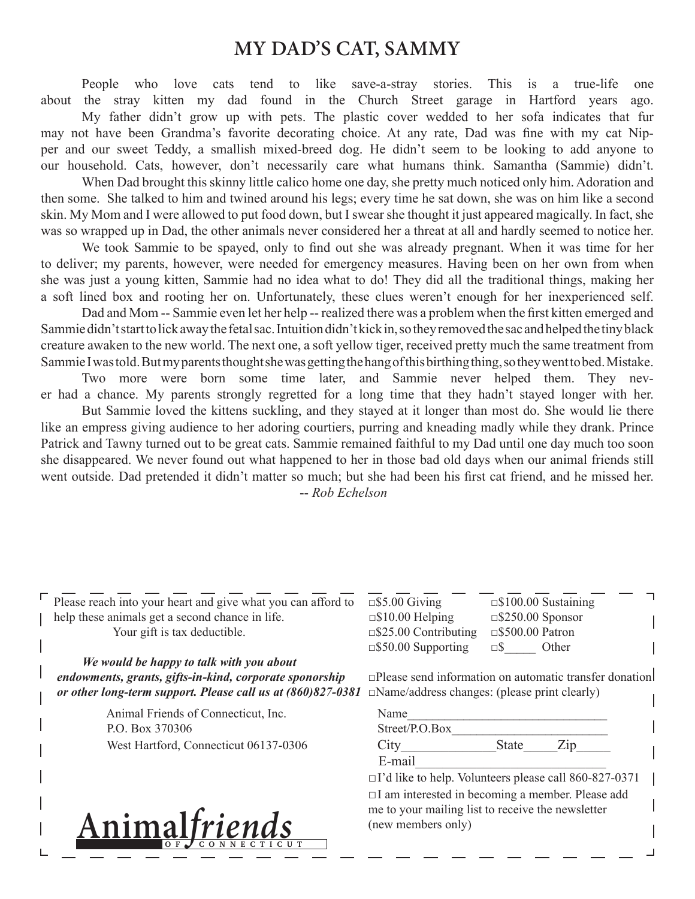# MY DAD'S CAT, SAMMY

People who love cats tend to like save-a-stray stories. This is a true-life one about the stray kitten my dad found in the Church Street garage in Hartford years ago.

My father didn't grow up with pets. The plastic cover wedded to her sofa indicates that fur may not have been Grandma's favorite decorating choice. At any rate, Dad was fine with my cat Nipper and our sweet Teddy, a smallish mixed-breed dog. He didn't seem to be looking to add anyone to our household. Cats, however, don't necessarily care what humans think. Samantha (Sammie) didn't.

When Dad brought this skinny little calico home one day, she pretty much noticed only him. Adoration and then some. She talked to him and twined around his legs; every time he sat down, she was on him like a second skin. My Mom and I were allowed to put food down, but I swear she thought it just appeared magically. In fact, she was so wrapped up in Dad, the other animals never considered her a threat at all and hardly seemed to notice her.

We took Sammie to be spayed, only to find out she was already pregnant. When it was time for her to deliver; my parents, however, were needed for emergency measures. Having been on her own from when she was just a young kitten, Sammie had no idea what to do! They did all the traditional things, making her a soft lined box and rooting her on. Unfortunately, these clues weren't enough for her inexperienced self.

Dad and Mom -- Sammie even let her help -- realized there was a problem when the first kitten emerged and Sammie didn't start to lick away the fetal sac. Intuition didn't kick in, so they removed the sac and helped the tiny black creature awaken to the new world. The next one, a soft yellow tiger, received pretty much the same treatment from Sammie I was told. But my parents thought she was getting the hang of this birthing thing, so they went to bed. Mistake.

Two more were born some time later, and Sammie never helped them. They never had a chance. My parents strongly regretted for a long time that they hadn't stayed longer with her.

But Sammie loved the kittens suckling, and they stayed at it longer than most do. She would lie there like an empress giving audience to her adoring courtiers, purring and kneading madly while they drank. Prince Patrick and Tawny turned out to be great cats. Sammie remained faithful to my Dad until one day much too soon she disappeared. We never found out what happened to her in those bad old days when our animal friends still went outside. Dad pretended it didn't matter so much; but she had been his first cat friend, and he missed her.

-- *Rob Echelson*

---

Please reach into your heart and give what you can afford to help these animals get a second chance in life.
Your gift is tax deductible.

***We would be happy to talk with you about endowments, grants, gifts-in-kind, corporate sponsorship or other long-term support. Please call us at (860)827-0381***

Animal Friends of Connecticut, Inc.
P.O. Box 370306
West Hartford, Connecticut 06137-0306

Animal*friends* OF CONNECTICUT

□$5.00 Giving □$100.00 Sustaining
□$10.00 Helping □$250.00 Sponsor
□$25.00 Contributing □$500.00 Patron
□$50.00 Supporting □$_____ Other

□Please send information on automatic transfer donation
□Name/address changes: (please print clearly)

Name______________________________
Street/P.O.Box_______________________
City______________State_____Zip_____
E-mail____________________________

□I'd like to help. Volunteers please call 860-827-0371
□I am interested in becoming a member. Please add me to your mailing list to receive the newsletter (new members only)